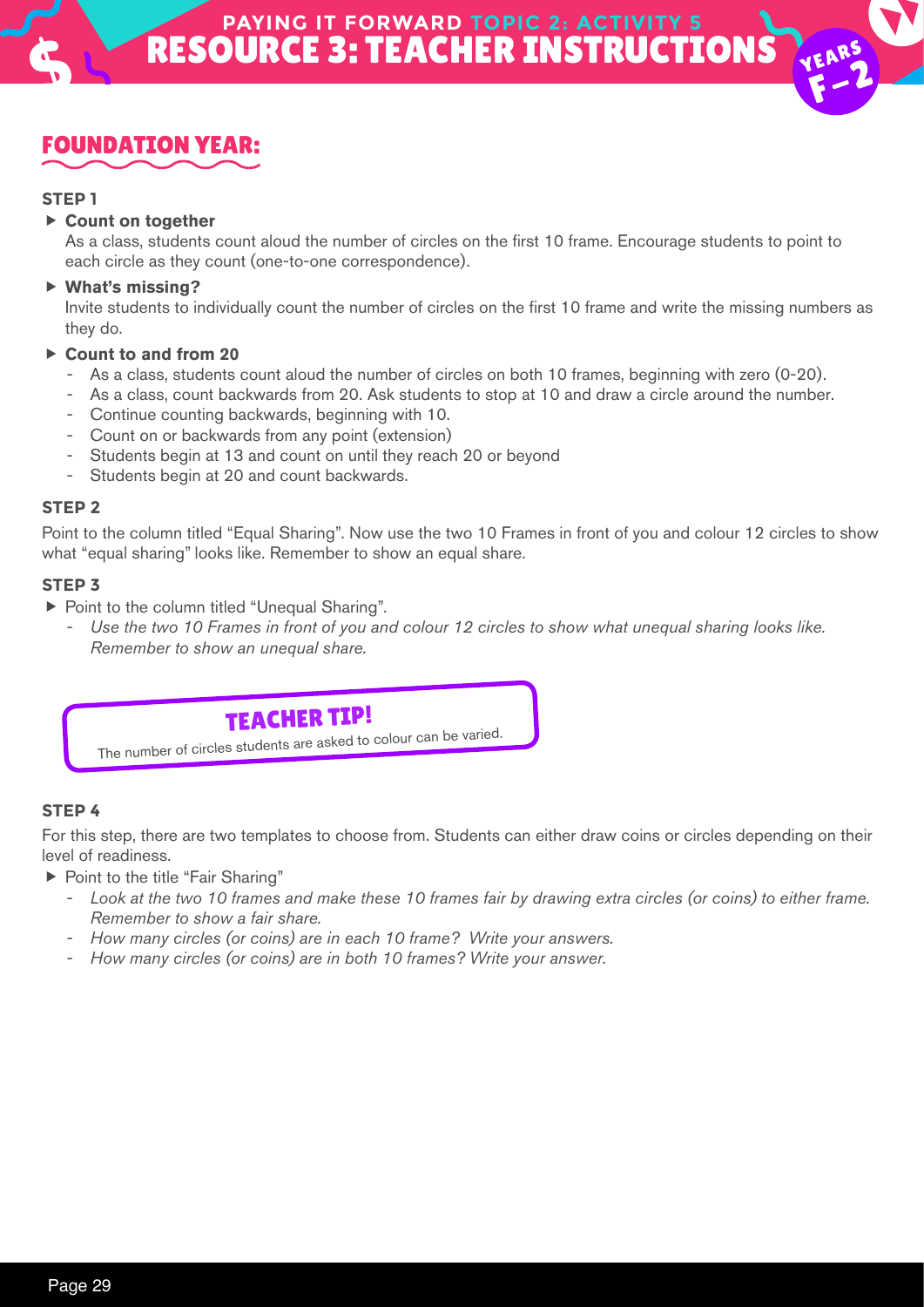# PAYING IT FORWARD TOPIC 2: ACTIVITY 5
# RESOURCE 3: TEACHER INSTRUCTIONS

YEARS F–2

## FOUNDATION YEAR:

**STEP 1**

- **Count on together**
  As a class, students count aloud the number of circles on the first 10 frame. Encourage students to point to each circle as they count (one-to-one correspondence).
- **What's missing?**
  Invite students to individually count the number of circles on the first 10 frame and write the missing numbers as they do.
- **Count to and from 20**
  - As a class, students count aloud the number of circles on both 10 frames, beginning with zero (0-20).
  - As a class, count backwards from 20. Ask students to stop at 10 and draw a circle around the number.
  - Continue counting backwards, beginning with 10.
  - Count on or backwards from any point (extension)
  - Students begin at 13 and count on until they reach 20 or beyond
  - Students begin at 20 and count backwards.

**STEP 2**

Point to the column titled "Equal Sharing". Now use the two 10 Frames in front of you and colour 12 circles to show what "equal sharing" looks like. Remember to show an equal share.

**STEP 3**

- Point to the column titled "Unequal Sharing".
  - *Use the two 10 Frames in front of you and colour 12 circles to show what unequal sharing looks like. Remember to show an unequal share.*

**TEACHER TIP!**

The number of circles students are asked to colour can be varied.

**STEP 4**

For this step, there are two templates to choose from. Students can either draw coins or circles depending on their level of readiness.

- Point to the title "Fair Sharing"
  - *Look at the two 10 frames and make these 10 frames fair by drawing extra circles (or coins) to either frame. Remember to show a fair share.*
  - *How many circles (or coins) are in each 10 frame? Write your answers.*
  - *How many circles (or coins) are in both 10 frames? Write your answer.*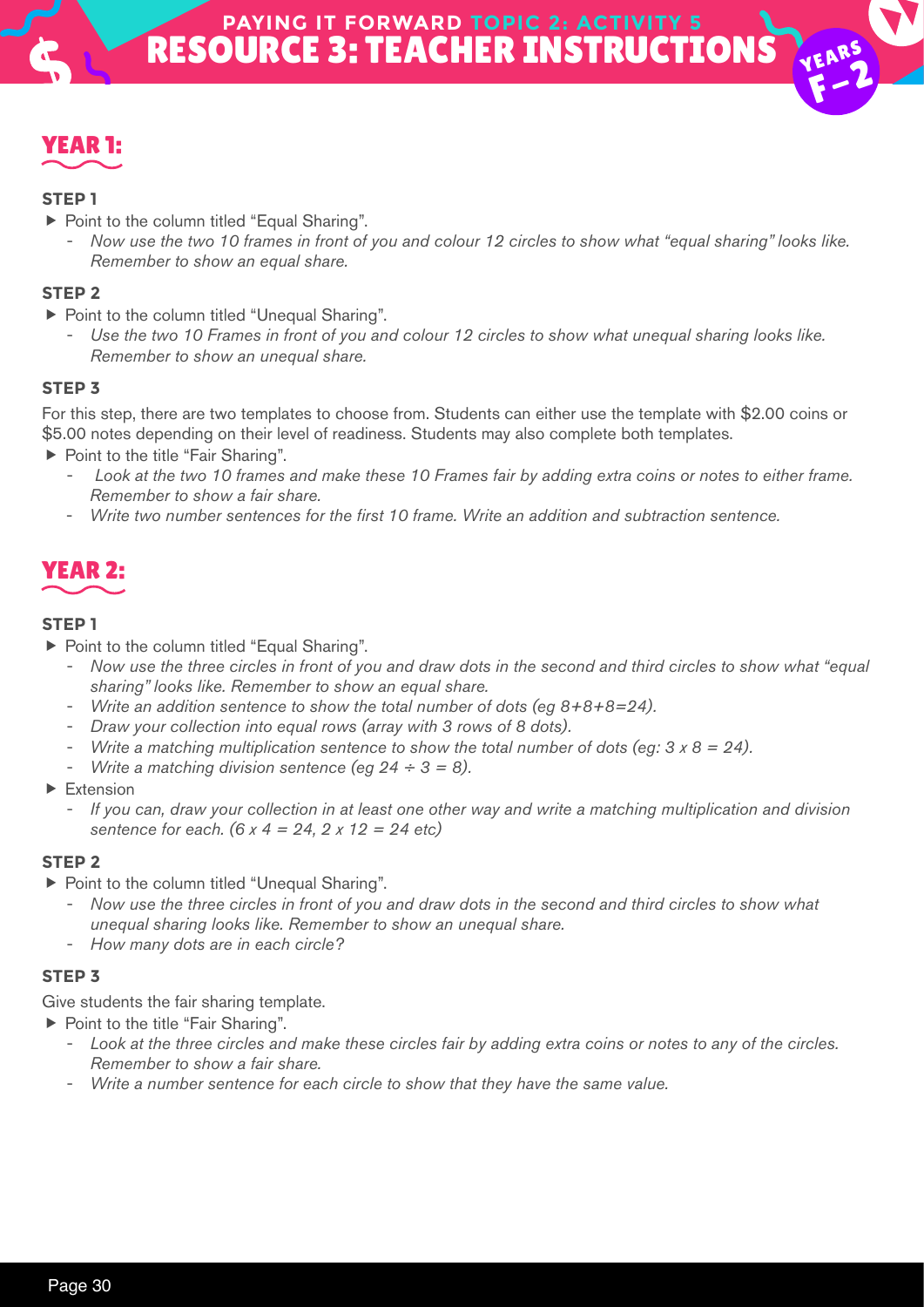# PAYING IT FORWARD TOPIC 2: ACTIVITY 5
# RESOURCE 3: TEACHER INSTRUCTIONS

YEARS F–2

## YEAR 1:

**STEP 1**

- Point to the column titled "Equal Sharing".
  - *Now use the two 10 frames in front of you and colour 12 circles to show what "equal sharing" looks like. Remember to show an equal share.*

**STEP 2**

- Point to the column titled "Unequal Sharing".
  - *Use the two 10 Frames in front of you and colour 12 circles to show what unequal sharing looks like. Remember to show an unequal share.*

**STEP 3**

For this step, there are two templates to choose from. Students can either use the template with $2.00 coins or $5.00 notes depending on their level of readiness. Students may also complete both templates.

- Point to the title "Fair Sharing".
  - *Look at the two 10 frames and make these 10 Frames fair by adding extra coins or notes to either frame. Remember to show a fair share.*
  - *Write two number sentences for the first 10 frame. Write an addition and subtraction sentence.*

## YEAR 2:

**STEP 1**

- Point to the column titled "Equal Sharing".
  - *Now use the three circles in front of you and draw dots in the second and third circles to show what "equal sharing" looks like. Remember to show an equal share.*
  - *Write an addition sentence to show the total number of dots (eg 8+8+8=24).*
  - *Draw your collection into equal rows (array with 3 rows of 8 dots).*
  - *Write a matching multiplication sentence to show the total number of dots (eg: 3 x 8 = 24).*
  - *Write a matching division sentence (eg 24 ÷ 3 = 8).*
- Extension
  - *If you can, draw your collection in at least one other way and write a matching multiplication and division sentence for each. (6 x 4 = 24, 2 x 12 = 24 etc)*

**STEP 2**

- Point to the column titled "Unequal Sharing".
  - *Now use the three circles in front of you and draw dots in the second and third circles to show what unequal sharing looks like. Remember to show an unequal share.*
  - *How many dots are in each circle?*

**STEP 3**

Give students the fair sharing template.

- Point to the title "Fair Sharing".
  - *Look at the three circles and make these circles fair by adding extra coins or notes to any of the circles. Remember to show a fair share.*
  - *Write a number sentence for each circle to show that they have the same value.*